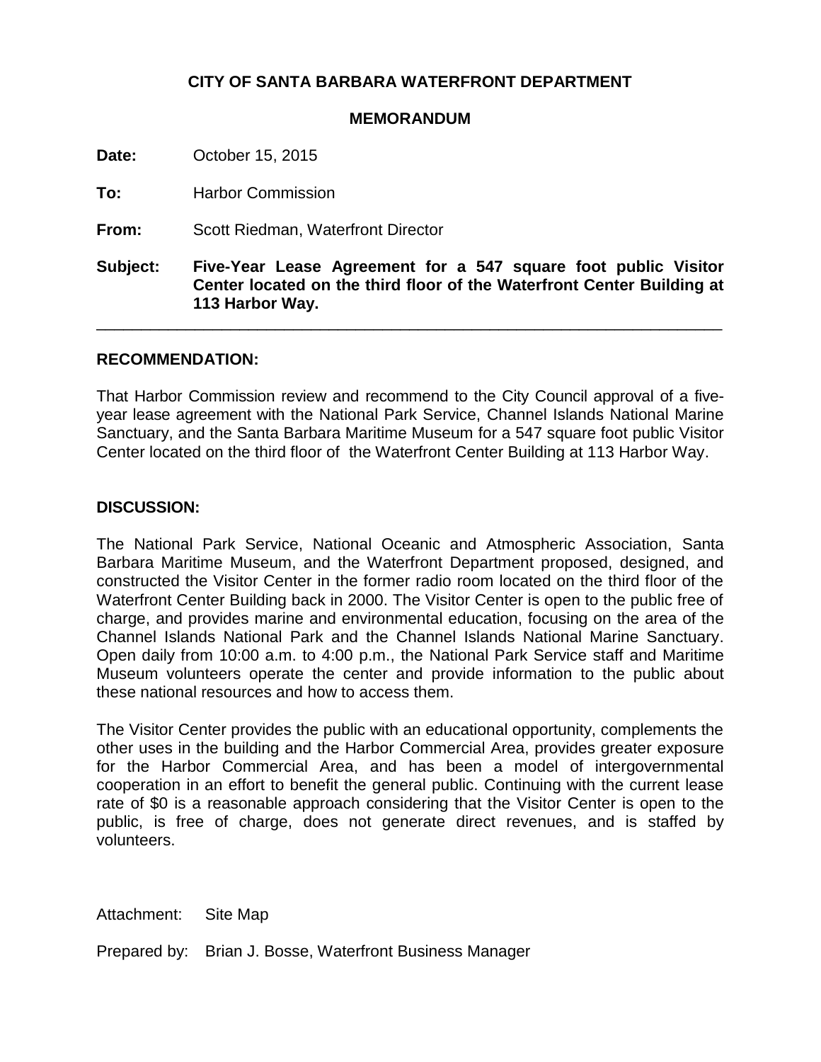**CITY OF SANTA BARBARA WATERFRONT DEPARTMENT**

**MEMORANDUM**

**Date:** October 15, 2015

**To:** Harbor Commission

**From:** Scott Riedman, Waterfront Director

**Subject:** **Five-Year Lease Agreement for a 547 square foot public Visitor Center located on the third floor of the Waterfront Center Building at 113 Harbor Way.**

---

## RECOMMENDATION:

That Harbor Commission review and recommend to the City Council approval of a five-year lease agreement with the National Park Service, Channel Islands National Marine Sanctuary, and the Santa Barbara Maritime Museum for a 547 square foot public Visitor Center located on the third floor of the Waterfront Center Building at 113 Harbor Way.

## DISCUSSION:

The National Park Service, National Oceanic and Atmospheric Association, Santa Barbara Maritime Museum, and the Waterfront Department proposed, designed, and constructed the Visitor Center in the former radio room located on the third floor of the Waterfront Center Building back in 2000. The Visitor Center is open to the public free of charge, and provides marine and environmental education, focusing on the area of the Channel Islands National Park and the Channel Islands National Marine Sanctuary. Open daily from 10:00 a.m. to 4:00 p.m., the National Park Service staff and Maritime Museum volunteers operate the center and provide information to the public about these national resources and how to access them.

The Visitor Center provides the public with an educational opportunity, complements the other uses in the building and the Harbor Commercial Area, provides greater exposure for the Harbor Commercial Area, and has been a model of intergovernmental cooperation in an effort to benefit the general public. Continuing with the current lease rate of $0 is a reasonable approach considering that the Visitor Center is open to the public, is free of charge, does not generate direct revenues, and is staffed by volunteers.

Attachment: Site Map

Prepared by: Brian J. Bosse, Waterfront Business Manager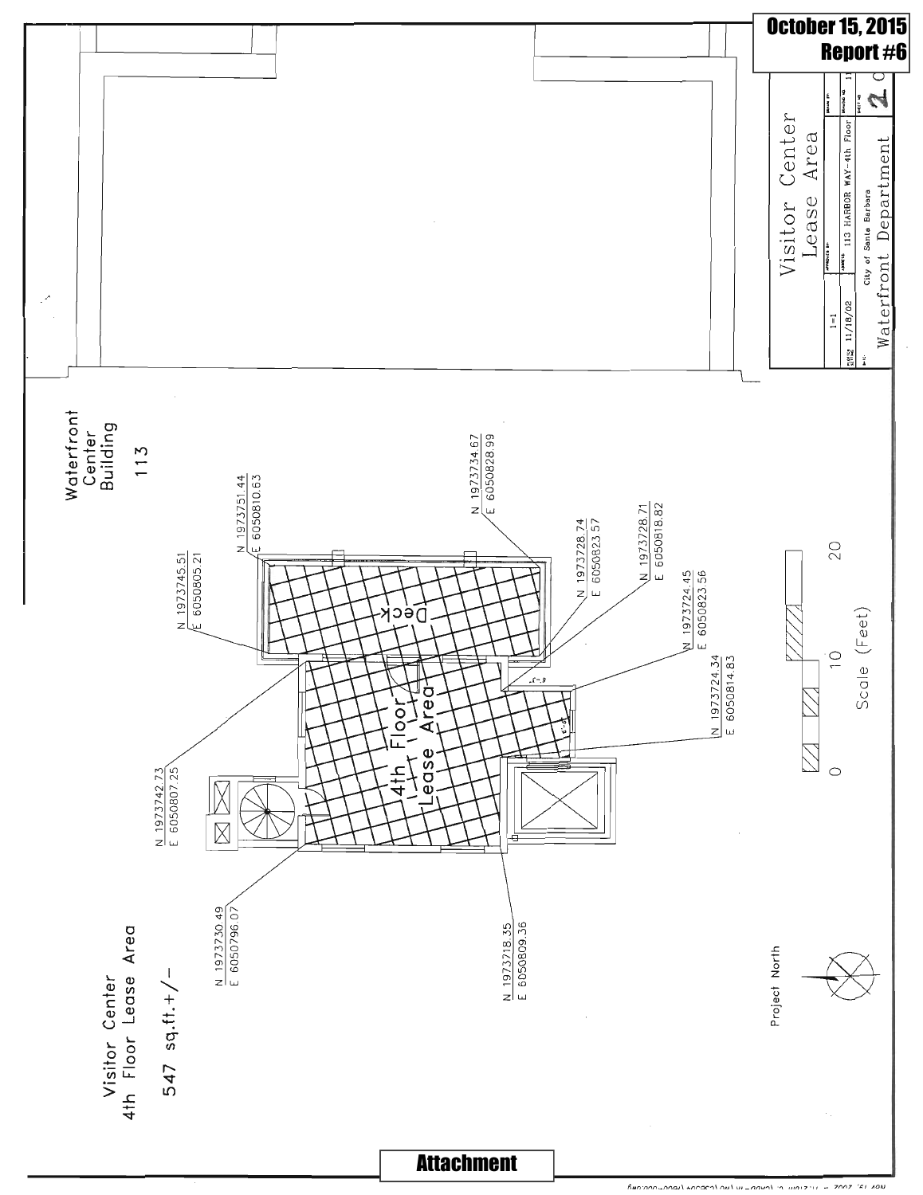October 15, 2015
Report #6

Visitor Center
Lease Area

1=1
11/18/02
113 HARBOR WAY-4th Floor
City of Santa Barbara
Waterfront Department

Waterfront
Center
Building
113

N 1973751.44
E 6050810.63

N 1973745.51
E 6050805.21

N 1973734.67
E 6050828.99

N 1973728.74
E 6050823.57

N 1973728.71
E 6050818.82

N 1973724.45
E 6050823.56

N 1973724.34
E 6050814.83

N 1973742.73
E 6050807.25

N 1973730.49
E 6050796.07

N 1973718.35
E 6050809.36

Deck

4th Floor
Lease Area

0 10 20
Scale (Feet)

Project North

Visitor Center
4th Floor Lease Area

547 sq.ft.+/-

Attachment